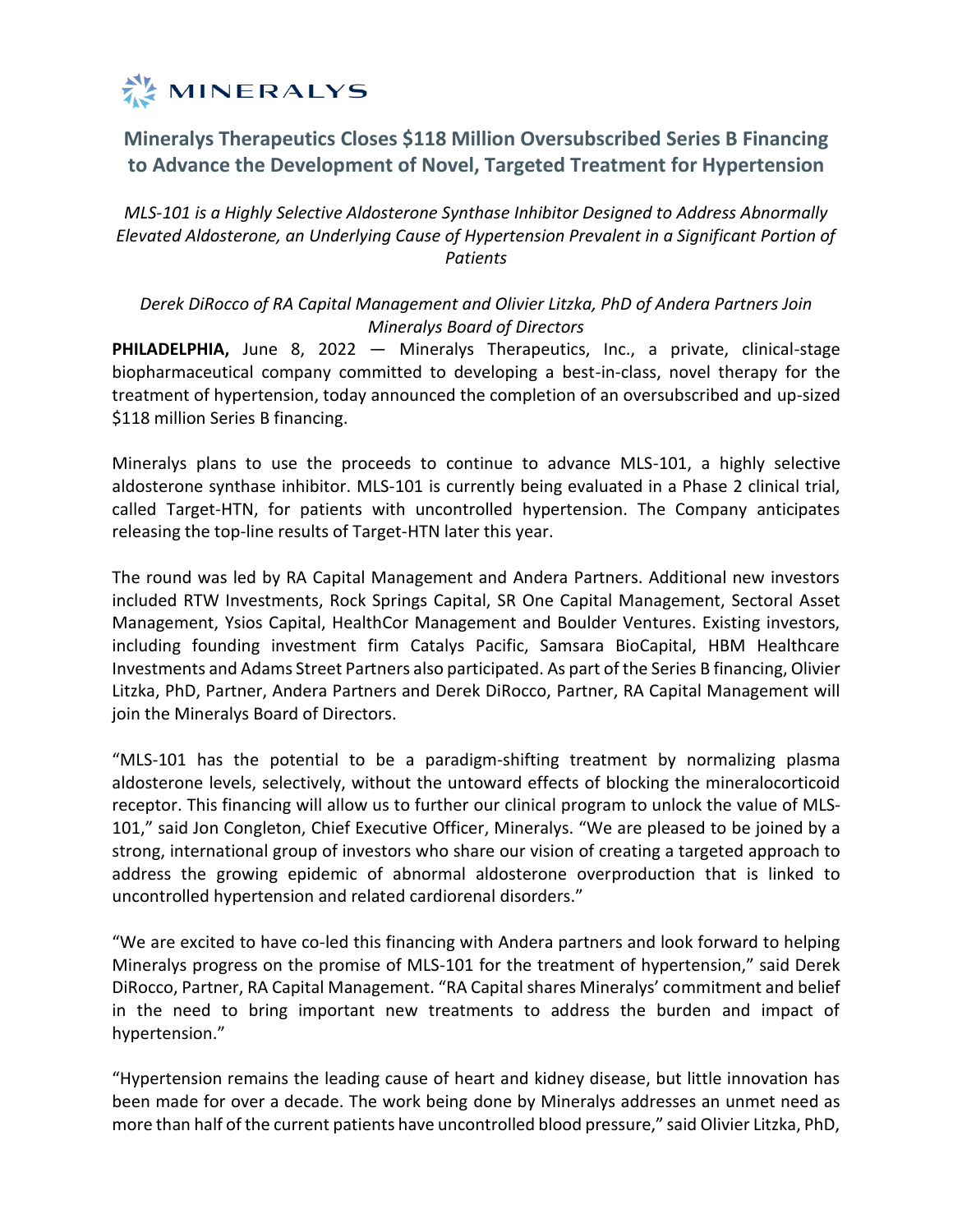MINERALYS

# Mineralys Therapeutics Closes $118 Million Oversubscribed Series B Financing to Advance the Development of Novel, Targeted Treatment for Hypertension

*MLS-101 is a Highly Selective Aldosterone Synthase Inhibitor Designed to Address Abnormally Elevated Aldosterone, an Underlying Cause of Hypertension Prevalent in a Significant Portion of Patients*

*Derek DiRocco of RA Capital Management and Olivier Litzka, PhD of Andera Partners Join Mineralys Board of Directors*

**PHILADELPHIA,** June 8, 2022 — Mineralys Therapeutics, Inc., a private, clinical-stage biopharmaceutical company committed to developing a best-in-class, novel therapy for the treatment of hypertension, today announced the completion of an oversubscribed and up-sized $118 million Series B financing.

Mineralys plans to use the proceeds to continue to advance MLS-101, a highly selective aldosterone synthase inhibitor. MLS-101 is currently being evaluated in a Phase 2 clinical trial, called Target-HTN, for patients with uncontrolled hypertension. The Company anticipates releasing the top-line results of Target-HTN later this year.

The round was led by RA Capital Management and Andera Partners. Additional new investors included RTW Investments, Rock Springs Capital, SR One Capital Management, Sectoral Asset Management, Ysios Capital, HealthCor Management and Boulder Ventures. Existing investors, including founding investment firm Catalys Pacific, Samsara BioCapital, HBM Healthcare Investments and Adams Street Partners also participated. As part of the Series B financing, Olivier Litzka, PhD, Partner, Andera Partners and Derek DiRocco, Partner, RA Capital Management will join the Mineralys Board of Directors.

"MLS-101 has the potential to be a paradigm-shifting treatment by normalizing plasma aldosterone levels, selectively, without the untoward effects of blocking the mineralocorticoid receptor. This financing will allow us to further our clinical program to unlock the value of MLS-101," said Jon Congleton, Chief Executive Officer, Mineralys. "We are pleased to be joined by a strong, international group of investors who share our vision of creating a targeted approach to address the growing epidemic of abnormal aldosterone overproduction that is linked to uncontrolled hypertension and related cardiorenal disorders."

"We are excited to have co-led this financing with Andera partners and look forward to helping Mineralys progress on the promise of MLS-101 for the treatment of hypertension," said Derek DiRocco, Partner, RA Capital Management. "RA Capital shares Mineralys' commitment and belief in the need to bring important new treatments to address the burden and impact of hypertension."

"Hypertension remains the leading cause of heart and kidney disease, but little innovation has been made for over a decade. The work being done by Mineralys addresses an unmet need as more than half of the current patients have uncontrolled blood pressure," said Olivier Litzka, PhD,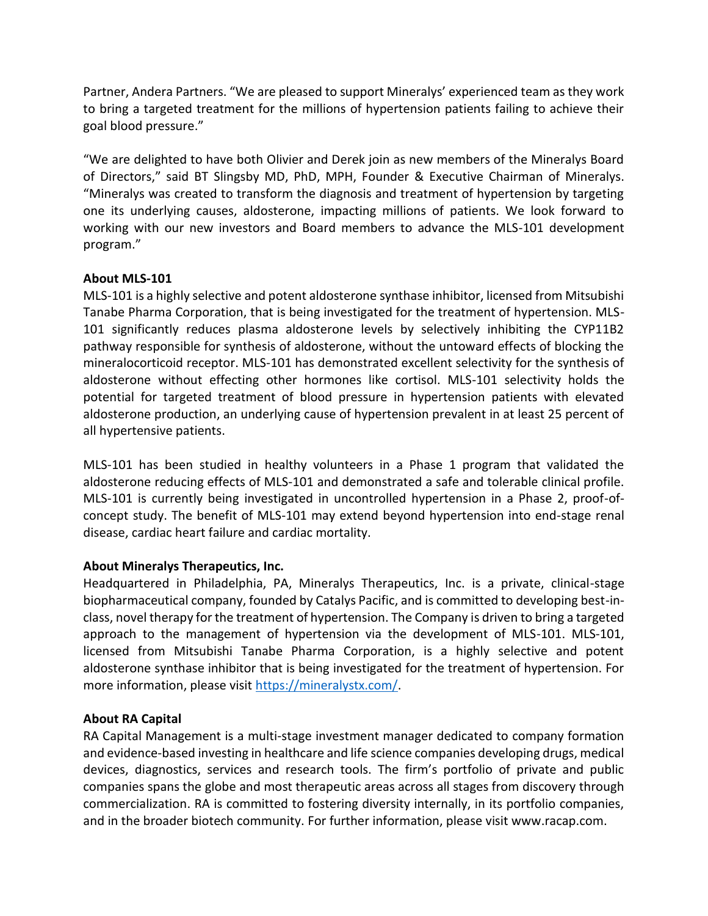Partner, Andera Partners. "We are pleased to support Mineralys' experienced team as they work to bring a targeted treatment for the millions of hypertension patients failing to achieve their goal blood pressure."

"We are delighted to have both Olivier and Derek join as new members of the Mineralys Board of Directors," said BT Slingsby MD, PhD, MPH, Founder & Executive Chairman of Mineralys. "Mineralys was created to transform the diagnosis and treatment of hypertension by targeting one its underlying causes, aldosterone, impacting millions of patients. We look forward to working with our new investors and Board members to advance the MLS-101 development program."

**About MLS-101**

MLS-101 is a highly selective and potent aldosterone synthase inhibitor, licensed from Mitsubishi Tanabe Pharma Corporation, that is being investigated for the treatment of hypertension. MLS-101 significantly reduces plasma aldosterone levels by selectively inhibiting the CYP11B2 pathway responsible for synthesis of aldosterone, without the untoward effects of blocking the mineralocorticoid receptor. MLS-101 has demonstrated excellent selectivity for the synthesis of aldosterone without effecting other hormones like cortisol. MLS-101 selectivity holds the potential for targeted treatment of blood pressure in hypertension patients with elevated aldosterone production, an underlying cause of hypertension prevalent in at least 25 percent of all hypertensive patients.

MLS-101 has been studied in healthy volunteers in a Phase 1 program that validated the aldosterone reducing effects of MLS-101 and demonstrated a safe and tolerable clinical profile. MLS-101 is currently being investigated in uncontrolled hypertension in a Phase 2, proof-of-concept study. The benefit of MLS-101 may extend beyond hypertension into end-stage renal disease, cardiac heart failure and cardiac mortality.

**About Mineralys Therapeutics, Inc.**

Headquartered in Philadelphia, PA, Mineralys Therapeutics, Inc. is a private, clinical-stage biopharmaceutical company, founded by Catalys Pacific, and is committed to developing best-in-class, novel therapy for the treatment of hypertension. The Company is driven to bring a targeted approach to the management of hypertension via the development of MLS-101. MLS-101, licensed from Mitsubishi Tanabe Pharma Corporation, is a highly selective and potent aldosterone synthase inhibitor that is being investigated for the treatment of hypertension. For more information, please visit [https://mineralystx.com/](https://mineralystx.com/).

**About RA Capital**

RA Capital Management is a multi-stage investment manager dedicated to company formation and evidence-based investing in healthcare and life science companies developing drugs, medical devices, diagnostics, services and research tools. The firm's portfolio of private and public companies spans the globe and most therapeutic areas across all stages from discovery through commercialization. RA is committed to fostering diversity internally, in its portfolio companies, and in the broader biotech community. For further information, please visit www.racap.com.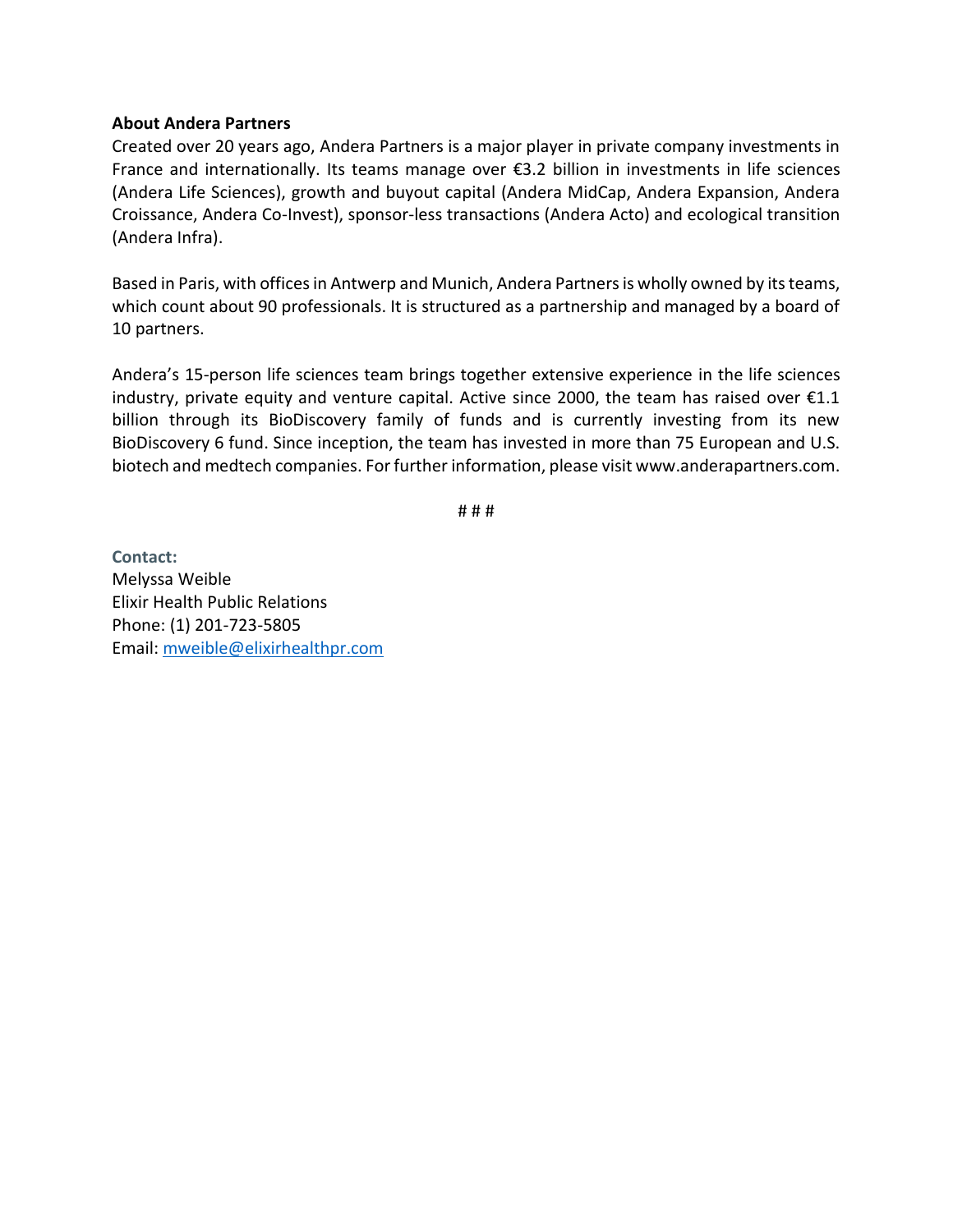**About Andera Partners**

Created over 20 years ago, Andera Partners is a major player in private company investments in France and internationally. Its teams manage over €3.2 billion in investments in life sciences (Andera Life Sciences), growth and buyout capital (Andera MidCap, Andera Expansion, Andera Croissance, Andera Co-Invest), sponsor-less transactions (Andera Acto) and ecological transition (Andera Infra).

Based in Paris, with offices in Antwerp and Munich, Andera Partners is wholly owned by its teams, which count about 90 professionals. It is structured as a partnership and managed by a board of 10 partners.

Andera's 15-person life sciences team brings together extensive experience in the life sciences industry, private equity and venture capital. Active since 2000, the team has raised over €1.1 billion through its BioDiscovery family of funds and is currently investing from its new BioDiscovery 6 fund. Since inception, the team has invested in more than 75 European and U.S. biotech and medtech companies. For further information, please visit www.anderapartners.com.

# # #

**Contact:**
Melyssa Weible
Elixir Health Public Relations
Phone: (1) 201-723-5805
Email: mweible@elixirhealthpr.com